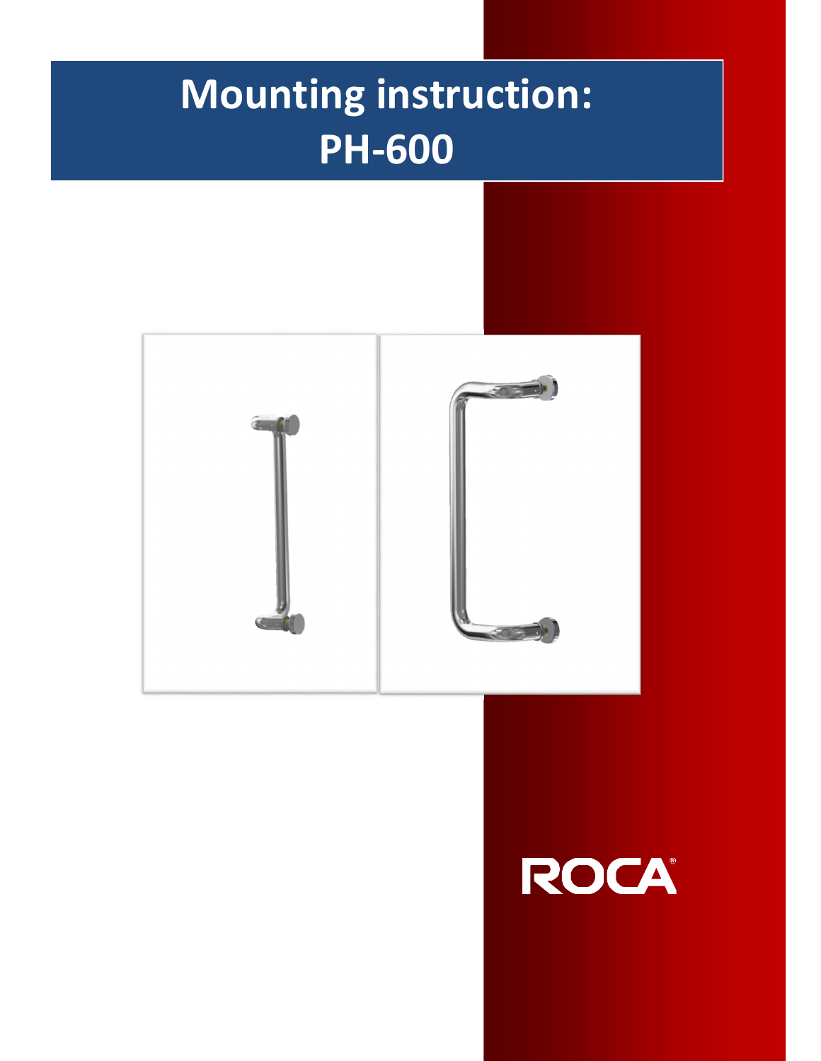# Mounting instruction: PH-600

ROCA®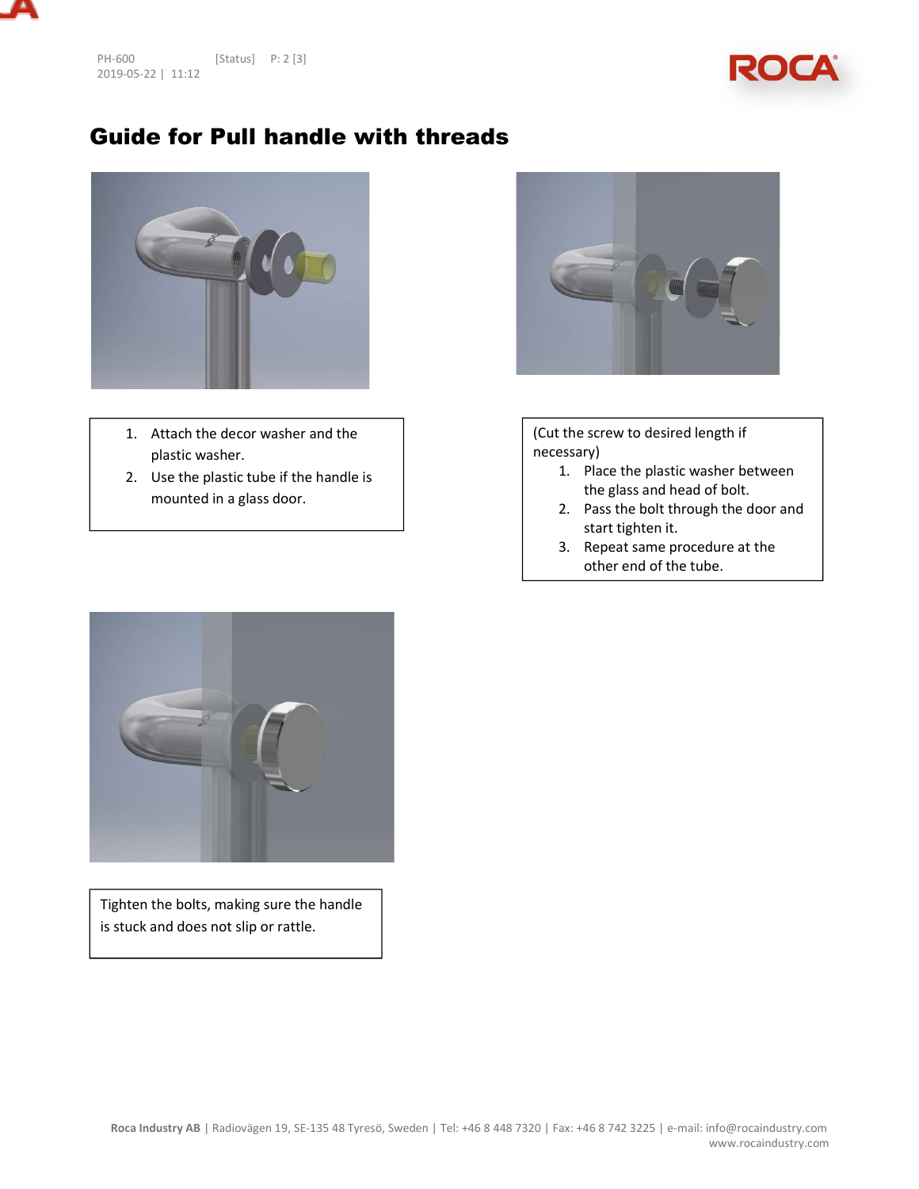# Guide for Pull handle with threads

1. Attach the decor washer and the plastic washer.
2. Use the plastic tube if the handle is mounted in a glass door.

(Cut the screw to desired length if necessary)

1. Place the plastic washer between the glass and head of bolt.
2. Pass the bolt through the door and start tighten it.
3. Repeat same procedure at the other end of the tube.

Tighten the bolts, making sure the handle is stuck and does not slip or rattle.

**Roca Industry AB** | Radiovägen 19, SE-135 48 Tyresö, Sweden | Tel: +46 8 448 7320 | Fax: +46 8 742 3225 | e-mail: info@rocaindustry.com www.rocaindustry.com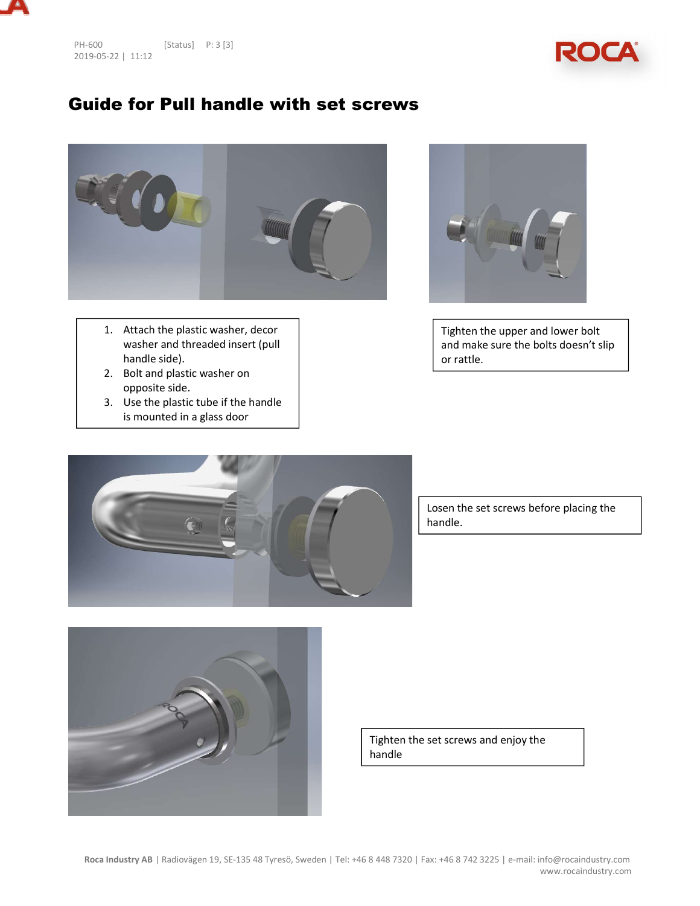# Guide for Pull handle with set screws

1. Attach the plastic washer, decor washer and threaded insert (pull handle side).
2. Bolt and plastic washer on opposite side.
3. Use the plastic tube if the handle is mounted in a glass door

Tighten the upper and lower bolt and make sure the bolts doesn't slip or rattle.

Losen the set screws before placing the handle.

Tighten the set screws and enjoy the handle